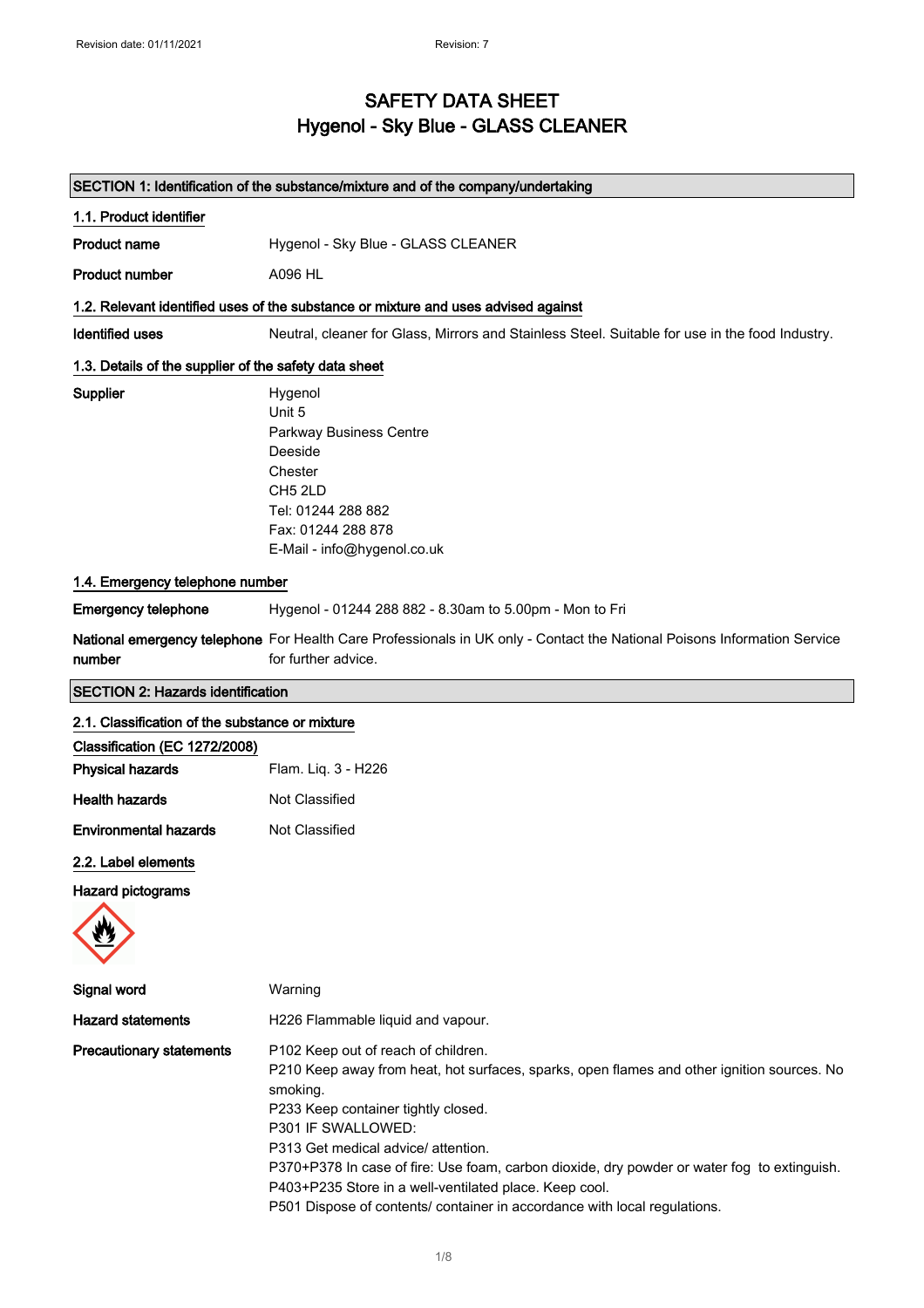Revision date: 01/11/2021 Revision: 7

# SAFETY DATA SHEET
# Hygenol - Sky Blue - GLASS CLEANER

## SECTION 1: Identification of the substance/mixture and of the company/undertaking

### 1.1. Product identifier

**Product name** Hygenol - Sky Blue - GLASS CLEANER

**Product number** A096 HL

### 1.2. Relevant identified uses of the substance or mixture and uses advised against

**Identified uses** Neutral, cleaner for Glass, Mirrors and Stainless Steel. Suitable for use in the food Industry.

### 1.3. Details of the supplier of the safety data sheet

**Supplier**
Hygenol
Unit 5
Parkway Business Centre
Deeside
Chester
CH5 2LD
Tel: 01244 288 882
Fax: 01244 288 878
E-Mail - info@hygenol.co.uk

### 1.4. Emergency telephone number

**Emergency telephone** Hygenol - 01244 288 882 - 8.30am to 5.00pm - Mon to Fri

**National emergency telephone number** For Health Care Professionals in UK only - Contact the National Poisons Information Service for further advice.

## SECTION 2: Hazards identification

### 2.1. Classification of the substance or mixture

**Classification (EC 1272/2008)**

**Physical hazards** Flam. Liq. 3 - H226

**Health hazards** Not Classified

**Environmental hazards** Not Classified

### 2.2. Label elements

**Hazard pictograms**

**Signal word** Warning

**Hazard statements** H226 Flammable liquid and vapour.

**Precautionary statements**
P102 Keep out of reach of children.
P210 Keep away from heat, hot surfaces, sparks, open flames and other ignition sources. No smoking.
P233 Keep container tightly closed.
P301 IF SWALLOWED:
P313 Get medical advice/ attention.
P370+P378 In case of fire: Use foam, carbon dioxide, dry powder or water fog to extinguish.
P403+P235 Store in a well-ventilated place. Keep cool.
P501 Dispose of contents/ container in accordance with local regulations.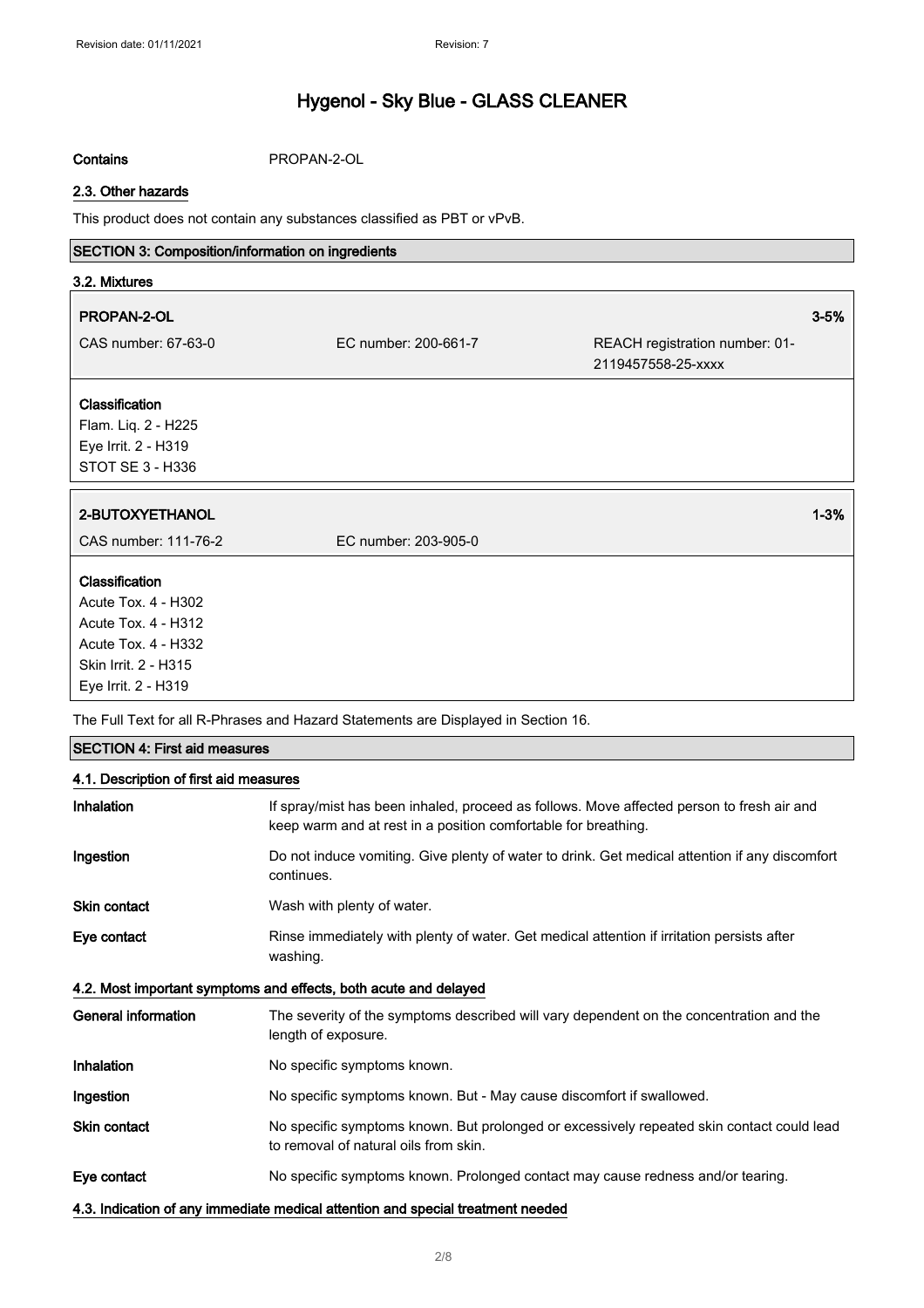# Hygenol - Sky Blue - GLASS CLEANER

**Contains** PROPAN-2-OL

### 2.3. Other hazards

This product does not contain any substances classified as PBT or vPvB.

## SECTION 3: Composition/information on ingredients

### 3.2. Mixtures

**PROPAN-2-OL** 3-5%

CAS number: 67-63-0 | EC number: 200-661-7 | REACH registration number: 01-2119457558-25-xxxx

**Classification**
Flam. Liq. 2 - H225
Eye Irrit. 2 - H319
STOT SE 3 - H336

**2-BUTOXYETHANOL** 1-3%

CAS number: 111-76-2 | EC number: 203-905-0

**Classification**
Acute Tox. 4 - H302
Acute Tox. 4 - H312
Acute Tox. 4 - H332
Skin Irrit. 2 - H315
Eye Irrit. 2 - H319

The Full Text for all R-Phrases and Hazard Statements are Displayed in Section 16.

## SECTION 4: First aid measures

### 4.1. Description of first aid measures

**Inhalation** If spray/mist has been inhaled, proceed as follows. Move affected person to fresh air and keep warm and at rest in a position comfortable for breathing.

**Ingestion** Do not induce vomiting. Give plenty of water to drink. Get medical attention if any discomfort continues.

**Skin contact** Wash with plenty of water.

**Eye contact** Rinse immediately with plenty of water. Get medical attention if irritation persists after washing.

### 4.2. Most important symptoms and effects, both acute and delayed

**General information** The severity of the symptoms described will vary dependent on the concentration and the length of exposure.

**Inhalation** No specific symptoms known.

**Ingestion** No specific symptoms known. But - May cause discomfort if swallowed.

**Skin contact** No specific symptoms known. But prolonged or excessively repeated skin contact could lead to removal of natural oils from skin.

**Eye contact** No specific symptoms known. Prolonged contact may cause redness and/or tearing.

### 4.3. Indication of any immediate medical attention and special treatment needed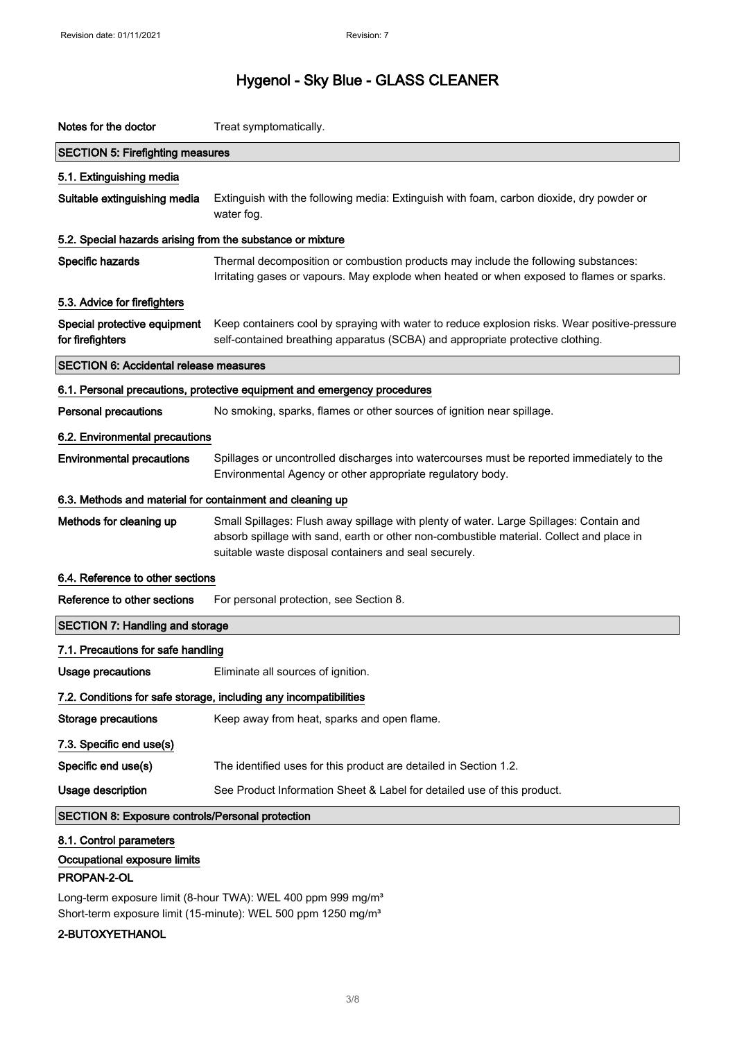# Hygenol - Sky Blue - GLASS CLEANER

| | |
|---|---|
| **Notes for the doctor** | Treat symptomatically. |

## SECTION 5: Firefighting measures

### 5.1. Extinguishing media

| | |
|---|---|
| **Suitable extinguishing media** | Extinguish with the following media: Extinguish with foam, carbon dioxide, dry powder or water fog. |

### 5.2. Special hazards arising from the substance or mixture

| | |
|---|---|
| **Specific hazards** | Thermal decomposition or combustion products may include the following substances: Irritating gases or vapours. May explode when heated or when exposed to flames or sparks. |

### 5.3. Advice for firefighters

| | |
|---|---|
| **Special protective equipment for firefighters** | Keep containers cool by spraying with water to reduce explosion risks. Wear positive-pressure self-contained breathing apparatus (SCBA) and appropriate protective clothing. |

## SECTION 6: Accidental release measures

### 6.1. Personal precautions, protective equipment and emergency procedures

| | |
|---|---|
| **Personal precautions** | No smoking, sparks, flames or other sources of ignition near spillage. |

### 6.2. Environmental precautions

| | |
|---|---|
| **Environmental precautions** | Spillages or uncontrolled discharges into watercourses must be reported immediately to the Environmental Agency or other appropriate regulatory body. |

### 6.3. Methods and material for containment and cleaning up

| | |
|---|---|
| **Methods for cleaning up** | Small Spillages: Flush away spillage with plenty of water. Large Spillages: Contain and absorb spillage with sand, earth or other non-combustible material. Collect and place in suitable waste disposal containers and seal securely. |

### 6.4. Reference to other sections

| | |
|---|---|
| **Reference to other sections** | For personal protection, see Section 8. |

## SECTION 7: Handling and storage

### 7.1. Precautions for safe handling

| | |
|---|---|
| **Usage precautions** | Eliminate all sources of ignition. |

### 7.2. Conditions for safe storage, including any incompatibilities

| | |
|---|---|
| **Storage precautions** | Keep away from heat, sparks and open flame. |

### 7.3. Specific end use(s)

| | |
|---|---|
| **Specific end use(s)** | The identified uses for this product are detailed in Section 1.2. |
| **Usage description** | See Product Information Sheet & Label for detailed use of this product. |

## SECTION 8: Exposure controls/Personal protection

### 8.1. Control parameters

#### Occupational exposure limits

**PROPAN-2-OL**

Long-term exposure limit (8-hour TWA): WEL 400 ppm 999 mg/m³
Short-term exposure limit (15-minute): WEL 500 ppm 1250 mg/m³

**2-BUTOXYETHANOL**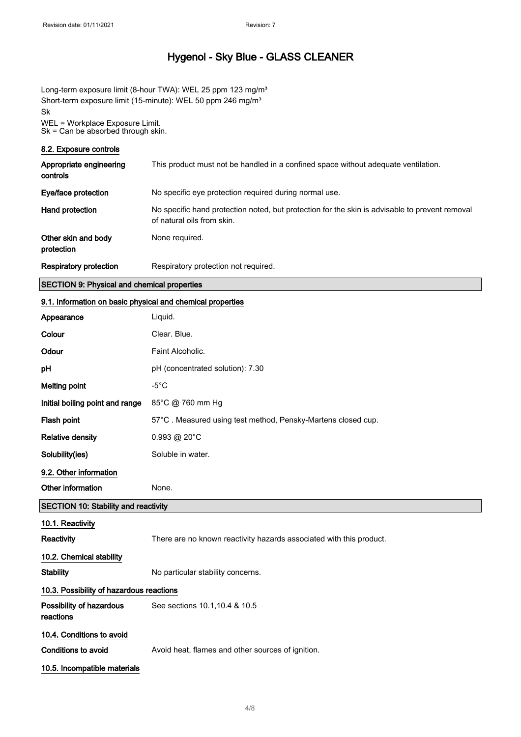Long-term exposure limit (8-hour TWA): WEL 25 ppm 123 mg/m³
Short-term exposure limit (15-minute): WEL 50 ppm 246 mg/m³
Sk
WEL = Workplace Exposure Limit.
Sk = Can be absorbed through skin.

### 8.2. Exposure controls

| | |
|---|---|
| **Appropriate engineering controls** | This product must not be handled in a confined space without adequate ventilation. |
| **Eye/face protection** | No specific eye protection required during normal use. |
| **Hand protection** | No specific hand protection noted, but protection for the skin is advisable to prevent removal of natural oils from skin. |
| **Other skin and body protection** | None required. |
| **Respiratory protection** | Respiratory protection not required. |

## SECTION 9: Physical and chemical properties

### 9.1. Information on basic physical and chemical properties

| | |
|---|---|
| **Appearance** | Liquid. |
| **Colour** | Clear. Blue. |
| **Odour** | Faint Alcoholic. |
| **pH** | pH (concentrated solution): 7.30 |
| **Melting point** | -5°C |
| **Initial boiling point and range** | 85°C @ 760 mm Hg |
| **Flash point** | 57°C . Measured using test method, Pensky-Martens closed cup. |
| **Relative density** | 0.993 @ 20°C |
| **Solubility(ies)** | Soluble in water. |

### 9.2. Other information

| | |
|---|---|
| **Other information** | None. |

## SECTION 10: Stability and reactivity

### 10.1. Reactivity

| | |
|---|---|
| **Reactivity** | There are no known reactivity hazards associated with this product. |

### 10.2. Chemical stability

| | |
|---|---|
| **Stability** | No particular stability concerns. |

### 10.3. Possibility of hazardous reactions

| | |
|---|---|
| **Possibility of hazardous reactions** | See sections 10.1,10.4 & 10.5 |

### 10.4. Conditions to avoid

| | |
|---|---|
| **Conditions to avoid** | Avoid heat, flames and other sources of ignition. |

### 10.5. Incompatible materials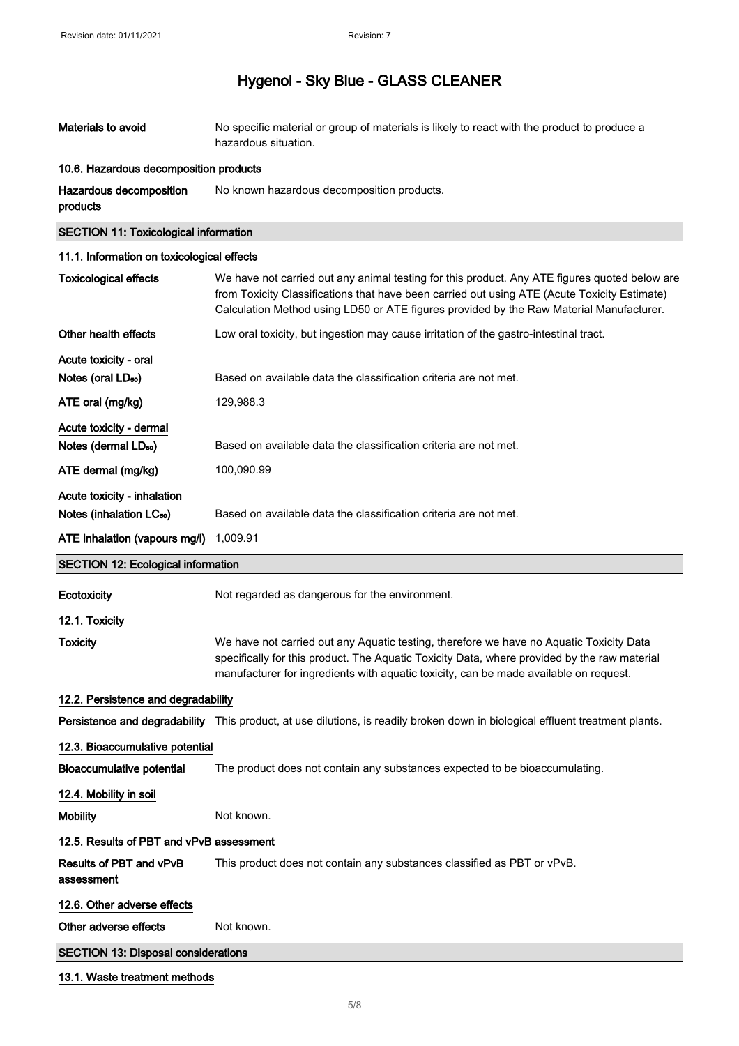| | |
|---|---|
| **Materials to avoid** | No specific material or group of materials is likely to react with the product to produce a hazardous situation. |

### 10.6. Hazardous decomposition products

| | |
|---|---|
| **Hazardous decomposition products** | No known hazardous decomposition products. |

## SECTION 11: Toxicological information

### 11.1. Information on toxicological effects

| | |
|---|---|
| **Toxicological effects** | We have not carried out any animal testing for this product. Any ATE figures quoted below are from Toxicity Classifications that have been carried out using ATE (Acute Toxicity Estimate) Calculation Method using LD50 or ATE figures provided by the Raw Material Manufacturer. |
| **Other health effects** | Low oral toxicity, but ingestion may cause irritation of the gastro-intestinal tract. |

**Acute toxicity - oral**

| | |
|---|---|
| **Notes (oral $LD_{50}$)** | Based on available data the classification criteria are not met. |
| **ATE oral (mg/kg)** | 129,988.3 |

**Acute toxicity - dermal**

| | |
|---|---|
| **Notes (dermal $LD_{50}$)** | Based on available data the classification criteria are not met. |
| **ATE dermal (mg/kg)** | 100,090.99 |

**Acute toxicity - inhalation**

| | |
|---|---|
| **Notes (inhalation $LC_{50}$)** | Based on available data the classification criteria are not met. |
| **ATE inhalation (vapours mg/l)** | 1,009.91 |

## SECTION 12: Ecological information

| | |
|---|---|
| **Ecotoxicity** | Not regarded as dangerous for the environment. |

### 12.1. Toxicity

| | |
|---|---|
| **Toxicity** | We have not carried out any Aquatic testing, therefore we have no Aquatic Toxicity Data specifically for this product. The Aquatic Toxicity Data, where provided by the raw material manufacturer for ingredients with aquatic toxicity, can be made available on request. |

### 12.2. Persistence and degradability

| | |
|---|---|
| **Persistence and degradability** | This product, at use dilutions, is readily broken down in biological effluent treatment plants. |

### 12.3. Bioaccumulative potential

| | |
|---|---|
| **Bioaccumulative potential** | The product does not contain any substances expected to be bioaccumulating. |

### 12.4. Mobility in soil

| | |
|---|---|
| **Mobility** | Not known. |

### 12.5. Results of PBT and vPvB assessment

| | |
|---|---|
| **Results of PBT and vPvB assessment** | This product does not contain any substances classified as PBT or vPvB. |

### 12.6. Other adverse effects

| | |
|---|---|
| **Other adverse effects** | Not known. |

## SECTION 13: Disposal considerations

### 13.1. Waste treatment methods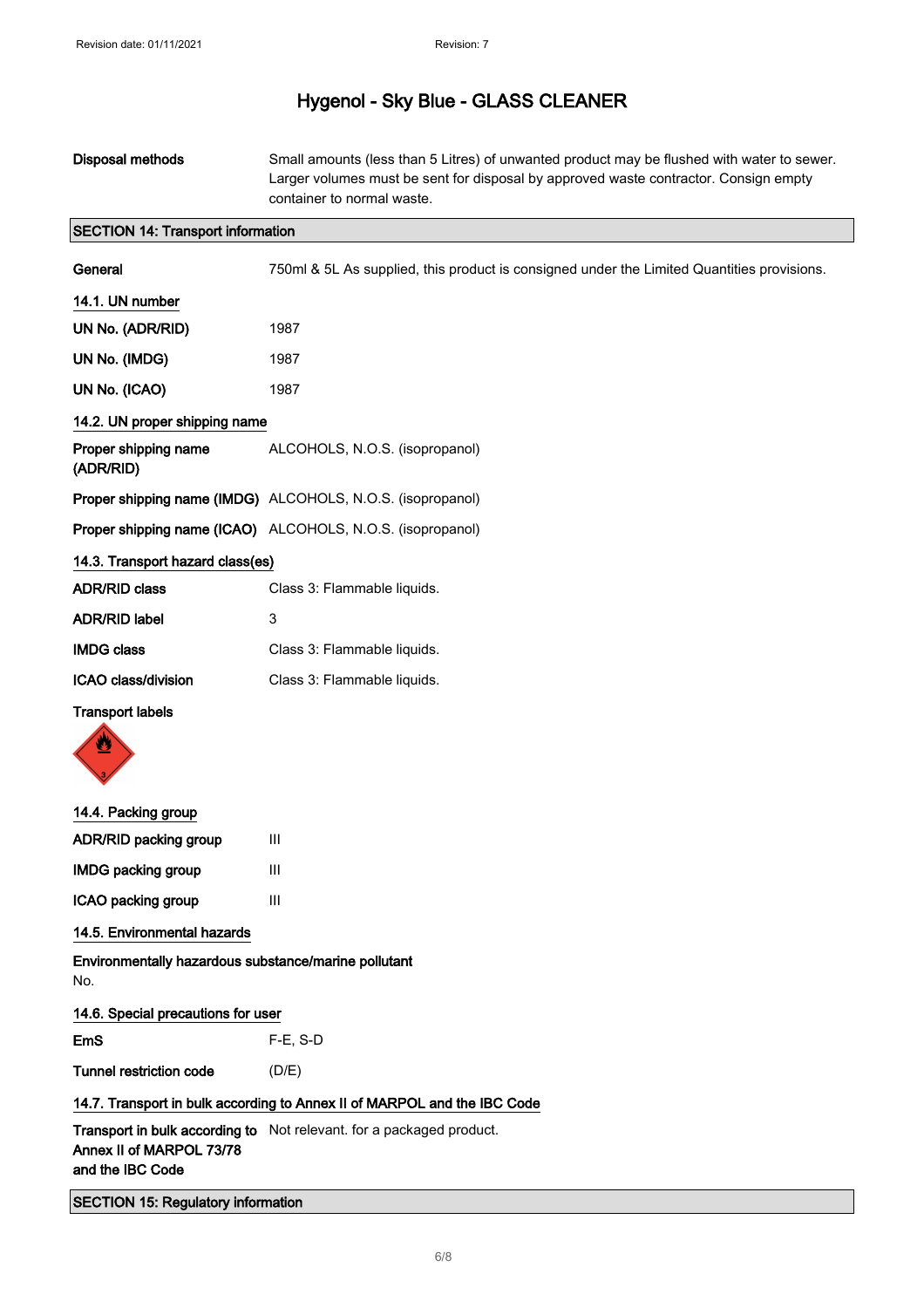| | |
|---|---|
| **Disposal methods** | Small amounts (less than 5 Litres) of unwanted product may be flushed with water to sewer. Larger volumes must be sent for disposal by approved waste contractor. Consign empty container to normal waste. |

## SECTION 14: Transport information

| | |
|---|---|
| **General** | 750ml & 5L As supplied, this product is consigned under the Limited Quantities provisions. |

### 14.1. UN number

| | |
|---|---|
| **UN No. (ADR/RID)** | 1987 |
| **UN No. (IMDG)** | 1987 |
| **UN No. (ICAO)** | 1987 |

### 14.2. UN proper shipping name

| | |
|---|---|
| **Proper shipping name (ADR/RID)** | ALCOHOLS, N.O.S. (isopropanol) |
| **Proper shipping name (IMDG)** | ALCOHOLS, N.O.S. (isopropanol) |
| **Proper shipping name (ICAO)** | ALCOHOLS, N.O.S. (isopropanol) |

### 14.3. Transport hazard class(es)

| | |
|---|---|
| **ADR/RID class** | Class 3: Flammable liquids. |
| **ADR/RID label** | 3 |
| **IMDG class** | Class 3: Flammable liquids. |
| **ICAO class/division** | Class 3: Flammable liquids. |

**Transport labels**

### 14.4. Packing group

| | |
|---|---|
| **ADR/RID packing group** | III |
| **IMDG packing group** | III |
| **ICAO packing group** | III |

### 14.5. Environmental hazards

**Environmentally hazardous substance/marine pollutant**

No.

### 14.6. Special precautions for user

| | |
|---|---|
| **EmS** | F-E, S-D |
| **Tunnel restriction code** | (D/E) |

### 14.7. Transport in bulk according to Annex II of MARPOL and the IBC Code

| | |
|---|---|
| **Transport in bulk according to Annex II of MARPOL 73/78 and the IBC Code** | Not relevant. for a packaged product. |

## SECTION 15: Regulatory information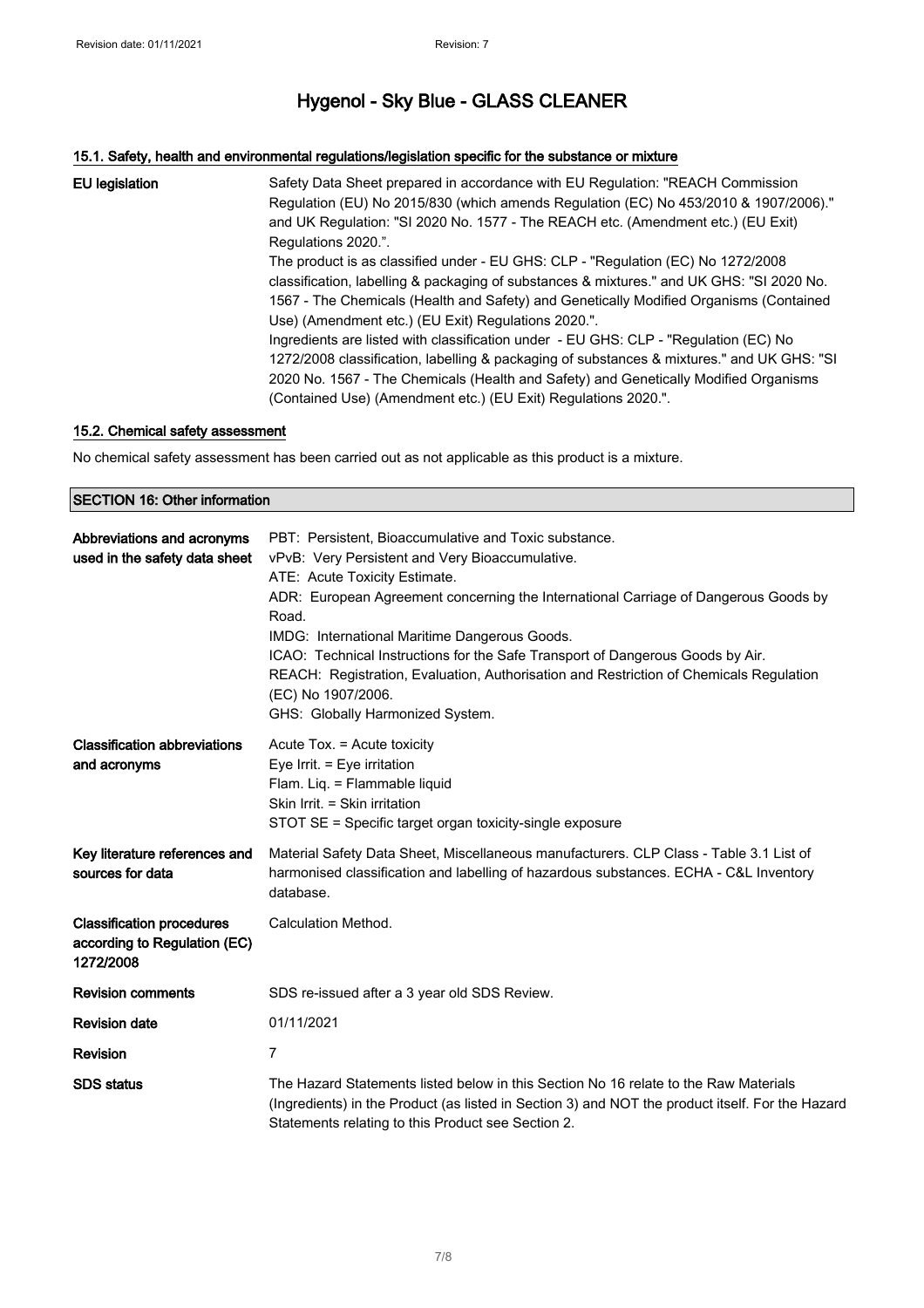#### 15.1. Safety, health and environmental regulations/legislation specific for the substance or mixture

| | |
|---|---|
| **EU legislation** | Safety Data Sheet prepared in accordance with EU Regulation: "REACH Commission Regulation (EU) No 2015/830 (which amends Regulation (EC) No 453/2010 & 1907/2006)." and UK Regulation: "SI 2020 No. 1577 - The REACH etc. (Amendment etc.) (EU Exit) Regulations 2020.". The product is as classified under - EU GHS: CLP - "Regulation (EC) No 1272/2008 classification, labelling & packaging of substances & mixtures." and UK GHS: "SI 2020 No. 1567 - The Chemicals (Health and Safety) and Genetically Modified Organisms (Contained Use) (Amendment etc.) (EU Exit) Regulations 2020.". Ingredients are listed with classification under - EU GHS: CLP - "Regulation (EC) No 1272/2008 classification, labelling & packaging of substances & mixtures." and UK GHS: "SI 2020 No. 1567 - The Chemicals (Health and Safety) and Genetically Modified Organisms (Contained Use) (Amendment etc.) (EU Exit) Regulations 2020.". |

#### 15.2. Chemical safety assessment

No chemical safety assessment has been carried out as not applicable as this product is a mixture.

## SECTION 16: Other information

| | |
|---|---|
| **Abbreviations and acronyms used in the safety data sheet** | PBT: Persistent, Bioaccumulative and Toxic substance.<br>vPvB: Very Persistent and Very Bioaccumulative.<br>ATE: Acute Toxicity Estimate.<br>ADR: European Agreement concerning the International Carriage of Dangerous Goods by Road.<br>IMDG: International Maritime Dangerous Goods.<br>ICAO: Technical Instructions for the Safe Transport of Dangerous Goods by Air.<br>REACH: Registration, Evaluation, Authorisation and Restriction of Chemicals Regulation (EC) No 1907/2006.<br>GHS: Globally Harmonized System. |
| **Classification abbreviations and acronyms** | Acute Tox. = Acute toxicity<br>Eye Irrit. = Eye irritation<br>Flam. Liq. = Flammable liquid<br>Skin Irrit. = Skin irritation<br>STOT SE = Specific target organ toxicity-single exposure |
| **Key literature references and sources for data** | Material Safety Data Sheet, Miscellaneous manufacturers. CLP Class - Table 3.1 List of harmonised classification and labelling of hazardous substances. ECHA - C&L Inventory database. |
| **Classification procedures according to Regulation (EC) 1272/2008** | Calculation Method. |
| **Revision comments** | SDS re-issued after a 3 year old SDS Review. |
| **Revision date** | 01/11/2021 |
| **Revision** | 7 |
| **SDS status** | The Hazard Statements listed below in this Section No 16 relate to the Raw Materials (Ingredients) in the Product (as listed in Section 3) and NOT the product itself. For the Hazard Statements relating to this Product see Section 2. |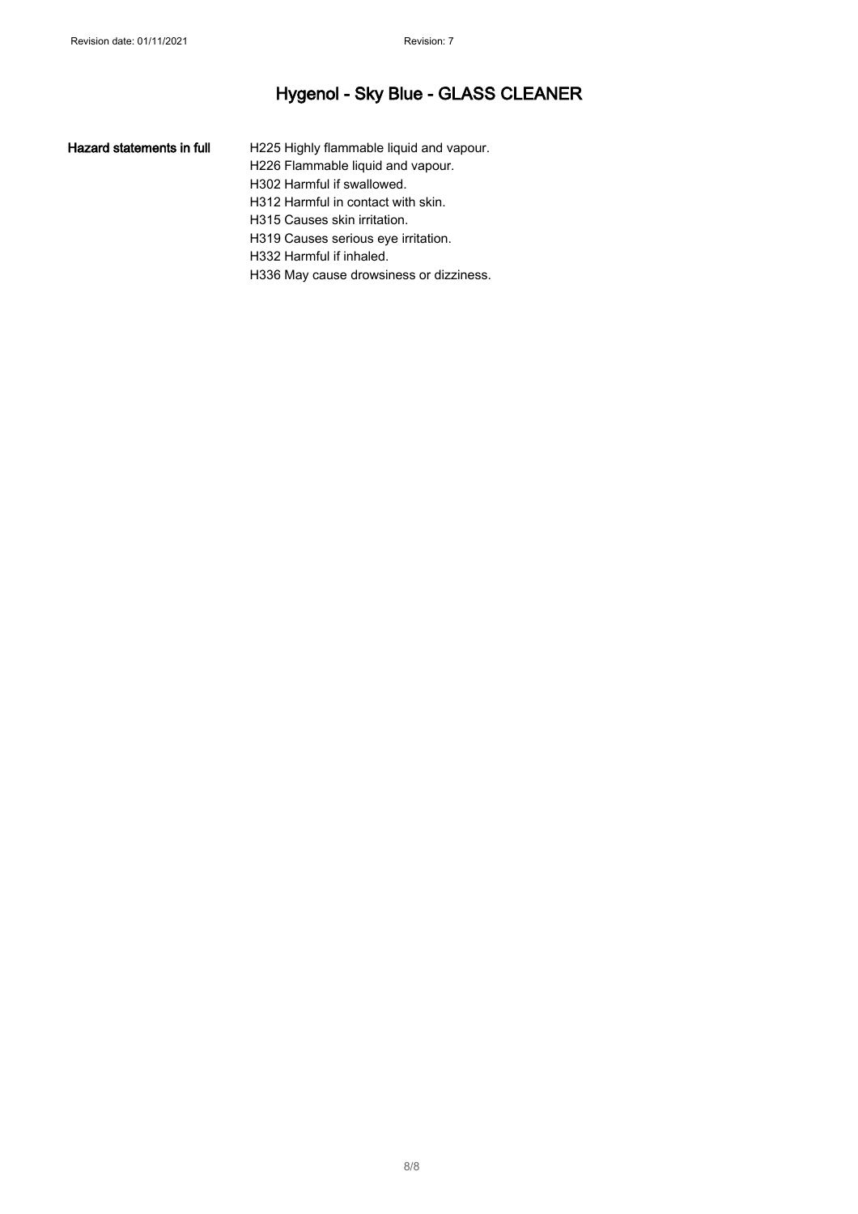**Hazard statements in full**

H225 Highly flammable liquid and vapour.
H226 Flammable liquid and vapour.
H302 Harmful if swallowed.
H312 Harmful in contact with skin.
H315 Causes skin irritation.
H319 Causes serious eye irritation.
H332 Harmful if inhaled.
H336 May cause drowsiness or dizziness.